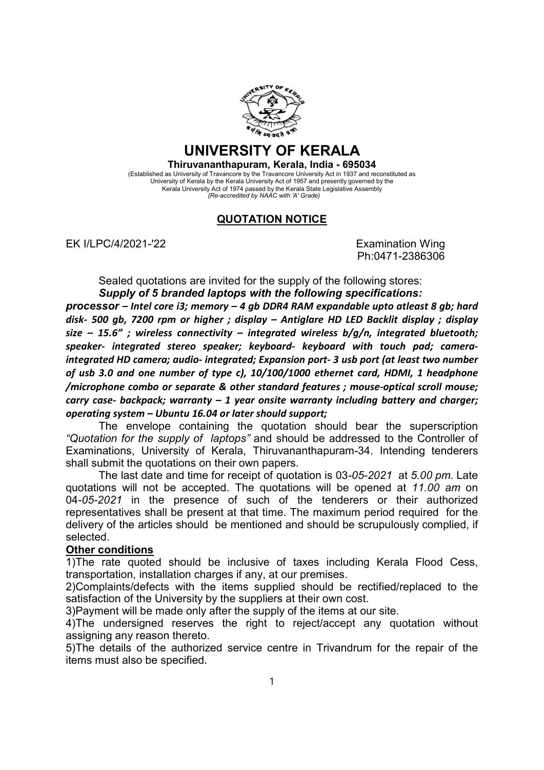# UNIVERSITY OF KERALA

**Thiruvananthapuram, Kerala, India - 695034**

(Established as University of Travancore by the Travancore University Act in 1937 and reconstituted as University of Kerala by the Kerala University Act of 1957 and presently governed by the Kerala University Act of 1974 passed by the Kerala State Legislative Assembly
*(Re-accredited by NAAC with 'A' Grade)*

## QUOTATION NOTICE

EK I/LPC/4/2021-'22

Examination Wing
Ph:0471-2386306

Sealed quotations are invited for the supply of the following stores:

***Supply of 5 branded laptops with the following specifications:***

***processor – Intel core i3; memory – 4 gb DDR4 RAM expandable upto atleast 8 gb; hard disk- 500 gb, 7200 rpm or higher ; display – Antiglare HD LED Backlit display ; display size – 15.6" ; wireless connectivity – integrated wireless b/g/n, integrated bluetooth; speaker- integrated stereo speaker; keyboard- keyboard with touch pad; camera- integrated HD camera; audio- integrated; Expansion port- 3 usb port (at least two number of usb 3.0 and one number of type c), 10/100/1000 ethernet card, HDMI, 1 headphone /microphone combo or separate & other standard features ; mouse-optical scroll mouse; carry case- backpack; warranty – 1 year onsite warranty including battery and charger; operating system – Ubuntu 16.04 or later should support;***

The envelope containing the quotation should bear the superscription *"Quotation for the supply of laptops"* and should be addressed to the Controller of Examinations, University of Kerala, Thiruvananthapuram-34. Intending tenderers shall submit the quotations on their own papers.

The last date and time for receipt of quotation is 03*-05-2021* at *5.00 pm*. Late quotations will not be accepted. The quotations will be opened at *11.00 am* on 04*-05-2021* in the presence of such of the tenderers or their authorized representatives shall be present at that time. The maximum period required for the delivery of the articles should be mentioned and should be scrupulously complied, if selected.

**Other conditions**

1)The rate quoted should be inclusive of taxes including Kerala Flood Cess, transportation, installation charges if any, at our premises.

2)Complaints/defects with the items supplied should be rectified/replaced to the satisfaction of the University by the suppliers at their own cost.

3)Payment will be made only after the supply of the items at our site.

4)The undersigned reserves the right to reject/accept any quotation without assigning any reason thereto.

5)The details of the authorized service centre in Trivandrum for the repair of the items must also be specified.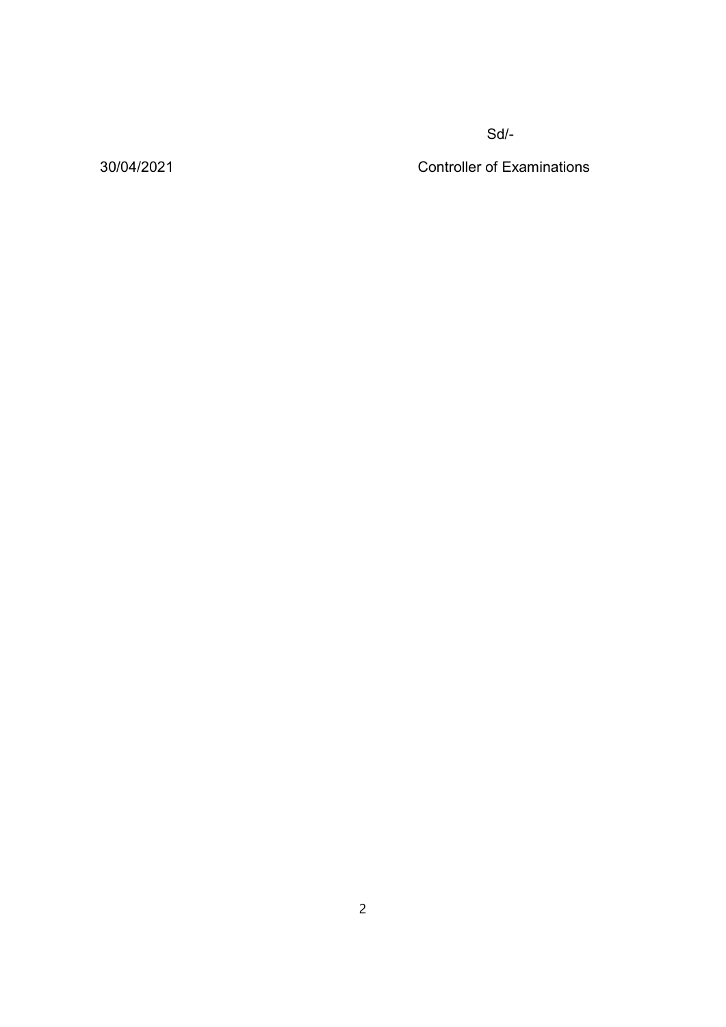Sd/-

30/04/2021 Controller of Examinations